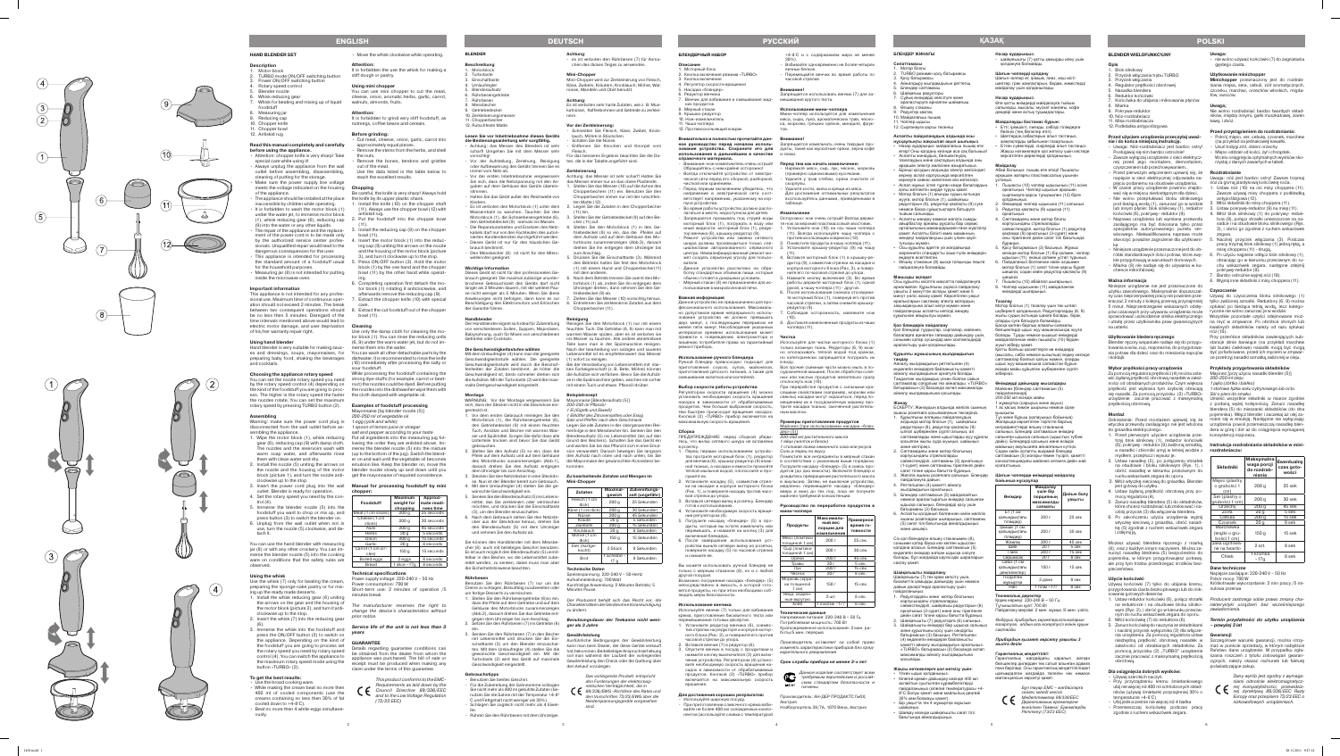# ENGLISH

## HAND BLENDER SET

### Description

1. Motor block
2. TURBO mode ON/OFF switching button
3. Power ON/OFF switching button
4. Rotary speed control
5. Blender nozzle
6. Whisk reducing gear
7. Whisk for beating and mixing up of liquid foodstuff
8. Measuring jar
9. Reducing cap
10. Chopper knife
11. Chopper bowl
12. Antiskid rug

**Read this manual completely and carefully before using the appliance.**

- Attention: chopper knife is very sharp! Take special care while using it!
- Always unplug the appliance from the wall outlet before assembling, disassembling, cleaning of putting for the storage.
- Make sure the power supply line voltage meets the voltage indicated on the housing of the appliance.
- The appliance should be installed at the place inaccessible for children while operating.
- It is forbidden to wash the motor block (1) under the water jet, to immerse motor block (1), whisk reducing gear (6), reducing cap (9) into the water or any other liquids.
- The repair of the appliance and the replacement of the power cord is to be made only by the authorized service center professionals. Unqualified repair would lead to the dangerous consequences for the user.
- This appliance is intended for processing the standard amount of a foodstuff usual for the household purposes.
- Measuring jar (8) is not intended for putting inside the microwave oven.

### Important information

This appliance is not intended for any professional use. Maximum time of continuous operation should not exceed 2 minutes. The break between two consequent operations should be no less then 5 minutes. Disregard of the time intervals mentioned above would lead to electric motor damage, and user deprivation of his/her warranty repair right.

### Using hand blender

Hand blender is very suitable for making sauces and dressings, soups, mayonnaises, for preparing baby food, making the beverages and cocktails.

### Choosing the appliance rotary speed

You can set the nozzle rotary speed you need by the rotary speed control (4) depending on the kind of the foodstuff you are going to process. The higher is the rotary speed the faster the nozzles rotation is.

### Assembling

Warning: make sure the power cord plug is disconnected from the wall outlet before assembling the appliance.

1. Wipe the motor block (1), whisk reducing gear (6), reducing cap (9) with damp cloth. The nozzles and the reservoirs wash with warm soap water, and afterwards rinse them with clean water and dry.
2. Install the nozzle (5) uniting the arrows on the nozzle and the housing of the motor block (picture 1), and turn the nozzle anticlockwise up to the stop.
3. Insert the power cord plug into the wall outlet. Blender is ready for operation.
4. Set the rotary speed you need by the control (4).
5. Immerse the blender nozzle (5) into the foodstuff you want to chop or mix up, and press button (3) to switch the blender on.
6. Unplug from the wall outlet after use, turn the nozzle (5) clockwise, and detach it.

You can use the hand blender with measuring jar (8) or with any other crockery. You can immerse the blender nozzle (5) into the cooking ware on conditions that the safety rules are observed.

### Using the whisk

Use the whisk (7) only for beating the cream, preparing the sponge-cake pastry or for mixing up the ready made desserts.

1. Install the whisk reducing gear (6) uniting the arrows on the gear and the housing of the motor block (picture 2), and turn it clockwise up to the stop.
2. Insert the whisk (7) into the reducing gear (6).
3. Immerse the whisk into the foodstuff and press the ON/OFF button (3) to switch on the appliance. Depending on the kind of the foodstuff you are going to process set the rotary speed by rotary speed control (4). You can switch the appliance to the maximum rotary speed mode using the button «TURBO» (2).

**To get the best results:**

- Use the bowl cookingware.
- While making the cream beat no more than 400 ml of cooled components (use the creams containing no less then 30% of fat cooled down to +4-8 C).
- Beat no more than 4 white-eggs simultaneously.
- Move the whisk clockwise while operating.

**Attention:**
It is forbidden to use the whisk for making a stiff dough or pastry.

### Using mini chopper

You can use mini chopper to cut the meat, cheese, onion, aromatic herbs, garlic, carrot, walnuts, almonds, fruits.

**Attention:**
It is forbidden to grind very hard foodstuff, as nutmeg, coffee beans and cereals.

**Before grinding:**

- Cut meat, cheese, onion, garlic, carrot into approximately equal pieces.
- Remove the stems from the herbs, and shell the nuts.
- Remove the bones, tendons and gristles out of the meat.
- Use the data listed in the table below to reach the excellent results.

### Chopping

Be careful, the knife is very sharp! Always hold the knife by its upper plastic shank.

1. Install the knife (10) on the chopper shaft (11). Always use the chopper bowl (11) with antiskid rug.
2. Put the foodstuff into the chopper bowl (11).
3. Install the reducing cap (9) on the chopper bowl (11).
4. Insert the motor block (1) into the reducing cap (9) uniting the arrows on the motor and the housing of the motor block (picture 3), and turn it clockwise up to the stop.
5. Press ON/OFF button (3). Hold the motor block (1) by the one hand and the chopper bowl (11) by the other hand while operating.
6. Completing operation first detach the motor block (1) rotating it anticlockwise, and afterwards remove the reducing cap (9).
7. Detach the chopper knife (10) with special care.
8. Extract the cut foodstuff out of the chopper bowl (11).

### Cleaning

Use only the damp cloth for cleaning the motor block (1). You can rinse the reducing units (6, 9) under the warm water jet, but do not immerse them into the water.

You can wash all other detachable parts by the dishwater. It is recommended to rinse the knife (10) immediately after processing the salty or sour foodstuff.

While processing the foodstuff containing the strong dye-stuffs (for example, carrot or beet-root) the nozzles could be dyed. Before putting the nozzles into the dishwasher wipe them with the cloth damped with vegetable oil.

### Examples of foodstuff processing

*Mayonnaise (by blender nozzle (5))*
*200-250 ml of vegetable oil*
*1 egg yolk*
*1 spoon of lemon juice or vinegar*
*salt and pepper according to your taste*

Put all ingredients into the measuring jug following the order they are enlisted above. Immerse the blender nozzle (5) into the vessel (up to the bottom of the jug). Switch the blender on and wait until the ingredients will become emulsion like. Keep the blender on, move the blender nozzle slowly up and down until you get the mayonnaise of required consistence.

### Manual for processing foodstuff by mini chopper

| Foodstuff | Maximum weight for chopping | Approximate making time |
|---|---|---|
| Meat (not frozen) | 200 g | 25 seconds |
| Cheese (not frozen) | 200 g | 30 seconds |
| Nuts | 200 g | 45 seconds |
| Herbs | 20 g | 15 seconds |
| Onion | 200 g | 15 seconds |
| Carrot (half-cut pieces) | 150 g | 15 seconds |
| Boiled eggs | 2 eggs | 6 seconds |
| Bread | 1 slice ~17g | 6 seconds |

### Technical specifications

Power supply voltage: 220-240 V ~ 50 Hz
Power consumption: 700 W
Short-term use: 2 minutes of operation / 5 minutes break

*The manufacturer reserves the right to change the device's characteristics without prior notice.*

**Service life of the unit is not less than 3 years**

### GUARANTEE

Details regarding guarantee conditions can be obtained from the dealer from whom the appliance was purchased. The bill of sale or receipt must be produced when making any claim under the terms of this guarantee.

*This product conforms to the EMC-Requirements as laid down by the Council Directive 89/336/EEC and to the Low Voltage Regulation (73/23 EEC)*

# DEUTSCH

## BLENDER

### Beschreibung

1. Motorblock
2. Turbotaste
3. Einschalttaste
4. Drehzahlregler
5. Blenderaufsatz
6. Rührbesengetriebe
7. Rührbesen
8. Messbecher
9. Getriebedeckel
10. Zerkleinerungsmesser
11. Chopperschale
12. Rutschfeste Matte

**Lesen Sie vor Inbetriebnahme dieses Geräts die Bedienungsanleitung sehr sorgfältig.**

- Achtung: Das Messer des Mixers ist sehr scharf! Umgehen Sie mit dem Messer sehr vorsichtig!
- Vor der Aufstellung, Abnahme, Reinigung oder Aufbewahrung des Geräts trennen Sie es immer vom Netz ab.
- Vor der ersten Inbetriebnahme vergewissern Sie sich, dass die Netzspannung mit den Angaben auf dem Gehäuse des Geräts übereinstimmt.
- Halten Sie das Gerät außer der Reichweite von Kindern.
- Es ist verboten den Motorblock (1) unter dem Wasserstrahl zu waschen. Tauchen Sie den Motorblock (1), die Schneebesengetriebe (6), den Getriebedeckel (9), niemals ins Wasser.
- Die Reparaturarbeiten und Ersetzen des Netzkabels darf nur von den Fachleuten des autorisierten Kundenzentrum durchgeführt werden.
- Dieses Gerät ist nur für den häuslichen Gebrauch bestimmt.
- Den Messbecher (8) ist nicht für den Mikrowellenofen geeignet.

### Wichtige Information

Dieses Gerät ist nicht für den professionellen Gebrauch geeignet. Der maximal zulässige ununterbrochene Gebrauchsdauer des Geräts darf nicht länger als 2 Minuten dauern, mit der weiteren Pause nicht weniger als 5 Minuten. Wenn Sie diese Anweisungen nicht befolgen, dann kann es zur Beschädigung des Elektromotors und Entziehen der Garantie führen.

### Handblender

Der Handblender eignet sich ideal für Zubereitung von verschiedenen Soßen, Suppen, Mayonnaisen, Babynahrung, auch für Mixen von verschiedenen Getränken und Cocktails.

### Geschwindigkeitsschaltung wählen

Mit dem Drehzahlregler (4) kann man die geeignete Geschwindigkeitsstufe wählen. Die geeignete Geschwindigkeitsstufe wird durch die Beschaffenheiten der Zutaten bestimmt. Je höher die Geschwindigkeit ist, desto schneller drehen sich die Aufsätze. Mit der Turbotaste (2) wird die maximale Drehgeschwindigkeit eingestellt.

### Montage

WARNUNG: Vor der Montage vergewissern Sie sich, dass der Stecker nicht in die Steckdose eingesteckt ist.

1. Vor dem ersten Gebrauch reinigen Sie den Motorblock (1), die Rührbesengetriebe (6), den Getriebedeckel (9) mit einem feuchten Tuch. Aufsätze und Becher mit warmen Wasser mit Zusatz von neutralem Spülmittel reinigen. Trocknen Sie sie ab, bevor Sie das Gerät gebrauchen.
2. Stellen Sie den Aufsatz (5) so ein, dass die Pfeile auf dem Aufsatz und auf dem Gehäuse des Motorblocks übereinstimmen (Abb.1), danach drehen Sie den Aufsatz entgegen dem Uhrzeiger bis zum Anschlag.
3. Stecken Sie den Netzstecker in eine Steckdose. Nun ist der Blender bereit zum Gebrauch.
4. Mit dem Drehzahlregler (4) wählen Sie die gewünschte Geschwindigkeit ein.
5. Senken Sie den Blenderaufsatz (5) ins Lebensmittel, das Sie zerkleinern oder vermischen möchten, und drücken Sie die Einschalttaste (3), um den Blender einzuschalten.
6. Nach dem Gebrauch ziehen Sie den Netzstecker aus der Steckdose heraus, drehen Sie den Blenderaufsatz (5) nach dem Uhrzeiger und nehmen Sie den Aufsatz ab.

Sie können den Handblender mit dem Messbecher (8) auch mit beliebigen Gefäßen benutzen. Es ist auch möglich den Blenderaufsatz (5) unmittelbar in den Becher, wo die Lebensmittel zubereitet werden, zu senken, dabei muss man aber die Sicherheitshinweise beachten.

### Rührbesen

Benutzen Sie den Rührbesen (7) nur um die Creme zu schlagen, Biskuitteig zuzubereiten oder um fertige Desserts zu vermischen.

1. Stellen Sie den Rührbesengetriebe (6) so ein, dass die Pfeile auf dem Getriebe und auf dem Gehäuse des Motorblockes zusammenstimmen (Abb.2), danach drehen Sie das Getriebe entgegen dem Uhrzeiger bis zum Anschlag.
2. Setzen Sie den Rührbesen (7) ins Getriebe (6) ein.
3. Senken Sie den Rührbesen (7) in den Becher mit Lebensmittel und drücken Sie die Einschalttaste (3) um den Blender einzuschalten. Mit dem Drehzahlregler (4) stellen Sie die gewünschte Geschwindigkeit ein. Mit der Turbotaste (2) wird das Gerät auf maximale Geschwindigkeit eingestellt.

### Gebrauchstipps

- Benutzen Sie breites Gerichte.
- Für die Zubereitung der Sahnecreme schlagen Sie nicht mehr als 400 ml gekühlte Zutaten (verwenden Sie die Sahne mit dem Fettgehalt nicht weniger als 30%, gekühlt bis +4-8 C auf).
- Schlagen Sie zugleich nicht mehr als 4 Eiweiße.
- Rühren Sie den Rührbesen mit dem Uhrzeiger.

**Achtung**
Es ist verboten den Rührbesen (7) für Anrühren des dicken Teiges zu verwenden.

### Mini-Chopper

Mini-Chopper wird zur Zerkleinerung von Fleisch, Käse, Zwiebeln, Kräutern, Knoblauch, Möhre, Walnüsse, Mandeln und Obst benutzt.

**Achtung**
Es ist verboten sehr harte Zutaten, wie z. B. Muskatnuss, Kaffeebohnen und Getreide zu zerkleinern.

**Vor der Zerkleinerung:**

- Schneiden Sie Fleisch, Käse, Zwiebel, Knoblauch, Möhre in Stücke.
- Schälen Sie die Nüsse.
- Entfernen Sie Knochen und Knorpel vom Fleisch.
- Für das bessere Ergebnis beachten Sie die Zerkleinerungstabelle.

### Zerkleinerung

Achtung: Das Messer ist sehr scharf! Halten Sie das Messer immer nur an das obere Plastikende.

1. Setzen Sie das Messer (10) auf die Achse in der Chopperschale (11) ein. Benutzen Sie die Chopperschale immer nur mit der rutschfesten Matte (12).
2. Legen Sie die Zutaten in die Chopperschale (11) ein.
3. Setzen Sie den Getriebedeckel (9) auf den Becher (11) auf.
4. Stellen Sie den Motorblock (1) in den Getriebedeckel (9) so ein, dass die Pfeile auf dem Aufsatz und auf dem Gehäuse des Motorblockes zusammenstimmen (Abb.3), danach drehen Sie ihn entgegen dem Uhrzeiger bis zum Anschlag.
5. Drücken Sie die Einschalttaste (3). Während des Betriebs halten Sie fest den Motorblock (1) mit einer Hand und die Chopperschale (11) mit anderer Hand.
6. Nach dem Betrieb trennen Sie zuerst den Motorblock (1) ab, indem man ihn entgegen dem Uhrzeiger drehen, dann nehmen Sie den Deckel (9) ab.
7. Ziehen Sie das Messer (10) vorsichtig heraus.
8. Entnehmen Sie zerkleinerte Zutaten aus dem Chopperbecher (11).

### Reinigung

Reinigen Sie den Motorblock (1) nur mit einem feuchten Tuch. Die Getriebe (6, 9) kann man nur mit warmem Wasser spülen, aber es ist verboten sie ins Wasser zu tauchen. Alle andere abnehmbare Teile kann man in der Spülmaschine reinigen. Nach der Bearbeitung von salzigen und sauren Lebensmitteln ist es empfehlenswert das Messer (10) sofort zu reinigen.

Bei der Verarbeitung von Lebensmitteln mit starken Farbeigenschaft (z. B. Beete, Möhre) können die Aufsätze sich verfärben. Bevor Sie die Aufsätze in die Spülmaschine geben, wischen Sie sie mit einem Tuch und etwas Pflanzenöl ab.

### Beispielrezept

*Mayonnaise (Blenderaufsatz (5))*
*200-250 ml Pflanzenöl*
*1 Eigelb*
*1 Eßlöffel des Zitronensaftes oder Essig*
*Salz und Pfeffer nach dem Geschmack*

Legen Sie alle Zutaten in der angegebenen Reihenfolge in den Messbecher. Senken Sie den Blenderaufsatz (5) in den Becher (bis zum Grund des Bechers). Schalten Sie das Gerät ein und warten Sie bis die Mischung die Emulsion geworden ist. Ohne das Gerät auszuschalten, bewegen Sie den Aufsatz langsam nach oben und nach unten, bis Sie die Mayonnaise der gewünschten Konsistenz bekommen.

### Zu bearbeitende Zutaten und Mengen im Mini-Chopper

| Zutaten | Maximalgewicht | Zubereitungszeit (ungefähr) |
|---|---|---|
| Fleisch (aufgetaut) | 200 g | 25 Sekunden |
| Käse | 200 g | 30 Sekunden |
| Nüsse | 200 g | 45 Sekunden |
| Kräuter | 20 g | 15 Sekunden |
| Zwiebeln | 200 g | 15 Sekunden |
| Möhre | 150 g | 15 Sekunden |
| Eier (hartgekocht) | 2 Stück | 6 Sekunden |
| Brot | 1 Scheibe ~17 g | 6 Sekunden |

### Technische Daten

Spannungsversorgung: 220-240 V ~ 50 Hz
Aufnahmeleistung: 700 Watt
Kurzfristige Anwendung: 2 Minuten Betrieb / 5 Minuten Pause

*Der Produzent behält sich das Recht vor, die Charakteristiken des Geräts ohne Vorankündigung zu ändern.*

**Betriebsdauer des Geräts nicht weniger als 3 Jahre**

### Gewährleistung

Ausführliche Bedingungen der Gewährleistung kann man beim Dealer, der diese Geräte verkauft hat, bekommen. Bei beliebigen Ansprüchen muss man während der Laufzeit der vorliegenden Gewährleistung den Check oder die Quittung über den Ankauf vorlegen.

*Das vorliegende Produkt entspricht den Forderungen der elektromagnetischen Verträglichkeit, die in 89/336/EWG -Richtlinie des Rates und den Vorschriften 73/23 EWG über die Niederspannungsgeräte vorgesehen sind.*

# РУССКИЙ

## БЛЕНДЕРНЫЙ НАБОР

### Описание

1. Моторный блок
2. Кнопка включения режима «TURBO»
3. Кнопка включения
4. Регулятор скорости вращения
5. Насадка-блендер
6. Редуктор венчика
7. Венчик для взбивания и смешивания жидких продуктов
8. Мерный стакан
9. Крышка-редуктор
10. Нож-измельчитель
11. Чаша-чоппер
12. Противоскользящий коврик

**Внимательно и полностью прочитайте данное руководство перед началом использования прибора. Сохраните руководство по эксплуатации и используйте его в дальнейшем в качестве справочного материала.**

- Внимание: нож измельчителя очень острый! Обращайтесь с ним крайне осторожно.
- Всегда отключайте прибор от электрической сети перед его сборкой, разборкой, чисткой или хранением.
- Перед первым включением убедитесь, что напряжение в электрической сети соответствует напряжению, указанному на корпусе прибора.
- Во время работы устройство должно располагаться в месте, недоступном для детей.
- Запрещается промывать моторный блок (1) под струей воды, погружать моторный блок (1), редуктор венчика (6), крышку-редуктор (9) в воду или другие жидкости.
- Ремонт устройства, или замена сетевого шнура должны производиться только специалистами авторизованного сервисного центра. Неквалифицированный ремонт может привести к опасным последствиям для пользователя.
- Данное устройство рассчитано на обработку стандартных объемов пищи, которые обычно готовятся в домашних условиях.
- Мерный стакан (8) не предназначен для использования в микроволновой печи.

### Важная информация

Данное устройство не предназначено для профессионального использования. Максимально допустимое время непрерывного использования устройства не должно превышать двух минут, с последующим перерывом не менее пяти минут. Несоблюдение указанных интервалов времени использования может привести к повреждению электромотора и лишению потребителя права на гарантийный ремонт прибора.

### Использование ручного блендера

Ручной блендер прекрасно подходит для приготовления соусов, супов, майонезов, приготовления детского питания, а также для смешивания напитков и коктейлей.

### Выбор скорости работы устройства

Регулятором скорости вращения (4) можно установить необходимую скорость вращения насадок в зависимости от обрабатываемых продуктов. Чем больше выбранная скорость, тем быстрее вращаются насадки. Кнопкой (2) «TURBO» прибор включается на максимальную скорость вращения.

### Сборка

ПРЕДУПРЕЖДЕНИЕ: перед сборкой убедитесь, что вилка сетевого шнура не вставлена в розетку.

1. Перед первым использованием устройства протрите моторный блок (1), редуктор венчика (6), крышку-редуктор (9) влажной тканью, а насадки и емкости промойте теплой мыльной водой, ополосните и просушите.
2. Установите насадку (5), совместив стрелки на насадке и корпусе моторного блока (Рис. 1), и поверните насадку против часовой стрелки до упора.
3. Вставьте сетевую вилку в розетку. Блендер готов к использованию.
4. Установите требуемую скорость вращения регулятором (4).
5. Погрузите насадку «блендер» (5) в продукты, которые нужно измельчить или перемешать, и нажмите на кнопку (3) для включения блендера.
6. После завершения использования устройства выньте сетевую вилку из розетки, поверните насадку (5) по часовой стрелке и снимите ее.

Вы можете использовать ручной блендер не только с мерным стаканом (8), но и с любой другой посудой.

Вы можете погружать насадку «блендер» (5) непосредственно в емкость, в которой готовятся продукты, но при этом необходимо соблюдать меры безопасности.

### Использование венчика

Используйте венчик (7) только для взбивания крема, приготовления бисквитного теста или перемешивания готовых десертов.

1. Установите редуктор венчика (6), совместив стрелки на редукторе и корпусе моторного блока (Рис. 2), и поверните его по часовой стрелке до упора.
2. Вставьте венчик (7) в редуктор (6).
3. Опустите венчик в посуду с продуктами и нажмите кнопку включения (3) для включения устройства. Регулятором (4) установите необходимую скорость вращения насадок в зависимости от обрабатываемых продуктов. Кнопкой (2) «TURBO» прибор включается на максимальную скорость вращения.

**Для достижения хороших результатов:**

- Используйте широкую посуду.
- При приготовлении сливочного крема взбивайте не более 400 мл охлажденных компонентов (используйте сливки с температурой +4-8 С и с содержанием жира не менее 30%).
- Взбивайте одновременно не более четырех яичных белков.
- Перемещайте венчик во время работы по часовой стрелке.

**Внимание!**
Запрещается использовать венчик (7) для замешивания крутого теста.

### Использование мини-чоппера

Мини-чоппер используется для измельчения мяса, сыра, лука, ароматических трав, чеснока, моркови, грецких орехов, миндаля, фруктов.

**Внимание!**
Запрещается измельчать очень твердые продукты, такие как мускатный орех, зерна кофе и злаки.

**Перед тем как начать измельчение:**

- Нарежьте мясо, сыр, лук, чеснок, морковь на приблизительно одинаковые кусочки.
- Удалите у трав стебли, орехи очистите от скорлупы.
- Удалите кости, жилы и хрящи из мяса.
- Для достижения оптимальных результатов работы используйте данные, приведенные в таблице.

### Измельчение

Осторожно: нож очень острый! Всегда держите нож за верхнюю пластиковую часть.

1. Установите нож (10) на ось чаши-чоппера (11). Всегда используйте чашу-чоппер с противоскользящим ковриком (12).
2. Поместите продукты в чашу-чоппер (11).
3. Установите крышку-редуктор (9) на чашу (11).
4. Вставьте моторный блок (1) в крышку-редуктор (9), совместив стрелки на насадке и корпусе моторного блока (Рис. 3), и поверните его по часовой стрелке до упора.
5. Нажмите кнопку включения (3). Во время работы держите моторный блок (1) одной рукой, а чашу-чоппер (11) – другой.
6. После использования устройства сначала отсоедините моторный блок (1), повернув его против часовой стрелки, а затем снимите крышку-редуктор (9).
7. Соблюдая осторожность, извлеките нож (10).
8. Достаньте измельченные продукты из чаши-чоппера (11).

### Чистка

Используйте для чистки моторного блока (1) только влажную ткань. Редукторы (6, 9) можно ополаскивать теплой водой под краном, но категорически запрещается погружать их в воду.

Все прочие съемные части можно мыть в посудомоечной машине. После обработки соленых или кислых продуктов немедленно ополосните нож (10).

При переработке продуктов с сильными красящими свойствами (например, морковь или свекла) насадки могут окраситься. Перед помещением их в посудомоечную машину протрите насадки тканью, смоченной растительным маслом.

### Примеры приготовления продуктов

*Майонез (при использовании насадки «блендер» (5))*
*200-250 мл растительного масла*
*1 яйцо (желток)*
*1 столовая ложка лимонного сока или уксуса*
*Соль и перец по вкусу*

Поместите все ингредиенты в мерный стакан в порядке их перечисления в приведенном списке. Погрузите насадку «блендер» (5) в емкость с продуктами (до дна емкости). Включите блендер и дождитесь превращения растительного масла в эмульсию. Затем, не выключая устройства, медленно поднимайте и опускайте блендер, пока не получите майонез требуемой консистенции.

### Руководство по переработке продуктов в мини-чоппере

| Продукты | Максимальная порция для измельчения | Примерное время готовности |
|---|---|---|
| Мясо (размороженное) | 200 г | 25 сек. |
| Сыр | 200 г | 30 сек. |
| Орехи | 200 г | 45 сек. |
| Зелень | 20 г | 15 сек. |
| Лук | 200 г | 15 сек. |
| Морковь | 150 г | 15 сек. |
| Яйца вареные | 2 шт. | 6 сек. |
| Хлеб | 1 ломтик ~17 г | 6 сек. |

### Технические характеристики

Питание: 220-240 В ~ 50 Гц
Потребляемая мощность: 700 Вт
Кратковременное использование: 2 мин. работы / 5 мин. перерыв

*Производитель оставляет за собой право изменять характеристики прибора без предварительного уведомления.*

**Срок службы прибора не менее 3-х лет**

*Данное изделие соответствует всем требуемым европейским и российским стандартам безопасности и гигиены.*

Производитель: АН-ДЕР ПРОДАКТС ГмбХ, Австрия
Нойбаугюртель 38/7А, 1070 Вена, Австрия

# ҚАЗАҚ

## БЛЕНДЕР ЖИНАҒЫ

### Сипаттамасы

1. Мотор блогы
2. TURBO режимін қосу батырмасы
3. Қосу батырмасы
4. Айналдыру жылдамдығын реттегіш
5. Блендер саптамасы
6. Шайқағыш редукторы
7. Сұйық өнімдерді көпіршітуге және араластыруға арналған шайқағыш
8. Өлшеуіш стақан
9. Редуктор-қақпақ
10. Майдалағыш пышақ
11. Чоппер-тостаған
12. Сырғанауға қарсы төсеніш

**Аспапты пайдаланудың алдында осы нұсқаулықты мұқият және толық оқып шығыңыз.**

- Назар аударыңыз: майдалағыш пышағы өте өткір! Оны қолдану кезінде аса сақ болыңыз!
- Аспапты құрастыру, бөлшектеу, тазалау немесе сақтау алдында оны әрқашан электр желісінен ажыратыңыз.
- Электр желісіндегі кернеу аспап корпусында көрсетілген кернеуге сәйкес келетініне көз жеткізіңіз.
- Жұмыс кезінде құрылғы балалардың қолы жетпейтін жерде тұруы тиіс.
- Мотор блогын (1) су ағынының астында жууға, мотор блогын (1), шайқағыш редукторын (6), редуктор-қақпақты (9) суға немесе басқа сұйықтықтарға батыруға тыйым салынады.
- Құрылғыны жөндеу немесе желілік сымды ауыстыру тек авторландырылған сервис орталығының мамандарымен жүргізілуі тиіс.
- Бұл құрылғы үй жағдайында дайындалатын тағамның стандартты көлемін өңдеуге арналған.
- Өлшеуіш стақан (8) микротолқынды пеште пайдалануға арналмаған.

### Маңызды ақпарат

Бұл құрылғы кәсіби пайдалануға арналмаған. Құрылғыны үздіксіз пайдаланудың ең ұзақ уақыты 2 минуттан аспауы, кейін кемінде 5 минут үзіліс жасау керек. Көрсетілген уақыт аралықтарын сақтамау электр қозғалтқышының бүлінуіне және тұтынушының кепілдік жөндеу құқығынан айырылуына әкелуі мүмкін.

### Қол блендерін пайдалану

Қол блендері соустар, сорпалар, майонездер, балалар тағамын дайындауға, сондай-ақ сусындар мен коктейльдерді араластыруға өте жақсы жарамды.

### Құрылғы жұмысының жылдамдығын таңдау

Айналу жылдамдығын реттегішпен (4) өңделетін өнімдерге байланысты саптамалардың қажетті айналу жылдамдығын орнатуға болады. Таңдалған жылдамдық неғұрлым үлкен болса, саптамалар соғұрлым жылдам айналады. «TURBO» батырмасымен (2) аспап ең жоғары айналу жылдамдығына қосылады.

### Құрастыру

ЕСКЕРТУ: Жинаудың алдында желілік сымның ашасы розеткаға қосылмағанына көз жеткізіңіз.

1. Құрылғыны алғаш пайдаланудың алдында мотор блогын (1), шайқағыш редукторын (6), редуктор-қақпақты (9) дымқыл матамен сүртіңіз, ал саптамалар мен ыдыстарды жылы сабын суымен жуып, шайып, құрғатыңыз.
2. Саптаманы (5) саптамадағы және мотор блогы корпусындағы нұсқамаларды сәйкестендіріп орнатыңыз (1-сурет) және саптаманы сағат тіліне қарсы тірелгенге дейін бұраңыз.
3. Желілік ашаны розеткаға қосыңыз. Блендер пайдалануға дайын.
4. Реттегішпен (4) қажетті айналу жылдамдығын орнатыңыз.
5. «Блендер» саптамасын (5) майдаланатын немесе араластырылатын өнімдерге батырыңыз және блендерді қосу үшін батырманы (3) басыңыз.
6. Пайдаланып болғаннан кейін желілік ашаны розеткадан суырыңыз, саптаманы (5) сағат тілімен бұрап, шешіп алыңыз.

Қол блендерін өлшеуіш стақанмен (8) ғана емес, басқа кез келген ыдыспен пайдалануға болады. «Блендер» саптамасын (5) өнімдер дайындалатын ыдысқа тікелей батыруға болады, бірақ бұл ретте қауіпсіздік шараларын сақтау қажет.

### Шайқағышты пайдалану

Шайқағышты (7) тек кремді көпіршіту, бисквит қамырын дайындау немесе дайын десерттерді араластыру үшін пайдаланыңыз.

1. Шайқағыш редукторын (6) редуктордағы және мотор блогы корпусындағы нұсқамаларды сәйкестендіріп орнатыңыз (2-сурет) және оны сағат тілімен тірелгенге дейін бұраңыз.
2. Шайқағышты (7) редукторға (6) салыңыз.
3. Шайқағышты өнімдер бар ыдысқа батырыңыз және құрылғыны қосу үшін қосу батырмасын (3) басыңыз. Реттегішпен (4) өңделетін өнімдерге байланысты саптамалардың қажетті айналу жылдамдығын орнатыңыз. «TURBO» батырмасымен (2) аспап ең жоғары айналу жылдамдығына қосылады.

**Жақсы нәтижелерге қол жеткізу үшін:**

- Кең ыдысты пайдаланыңыз.
- Кілегей кремін дайындау кезінде 400 мл-ден аспайтын салқындатылған компоненттерді көпіршітіңіз (температурасы +4-8 С және майлылығы кемінде 30% кілегейді пайдаланыңыз).
- Бір мезгілде 4 жұмыртқа ақуызынан артық көпіршітпеңіз.
- Жұмыс кезінде шайқағышты сағат тілі бағытымен жылжытыңыз.

**Назар аударыңыз!**
Қою қамырды илеу үшін шайқағышты (7) пайдалануға тыйым салынады.

### Мини-чопперді пайдалану

Мини-чоппер етті, ірімшікті, пиязды, хош иісті шөптерді, сарымсақты, сәбізді, грек жаңғағын, бадамды, жемістерді майдалау үшін пайдаланылады.

**Назар аударыңыз!**
Мускат жаңғағы, кофе дәндері және дәнді дақылдар секілді өте қатты өнімдерді майдалауға тыйым салынады.

**Майдалауды бастар алдында:**

- Етті, ірімшікті, пиязды, сарымсақты, сәбізді шамамен бірдей бөліктерге турап алыңыз.
- Шөптердің сабағын алып тастаңыз, жаңғақтарды қабығынан тазалаңыз.
- Еттен сүйектерді, сіңірлерді және шеміршектерді алып тастаңыз.
- Оңтайлы нәтижелерге қол жеткізу үшін кестеде келтірілген деректерді пайдаланыңыз.

### Майдалау

Абай болыңыз: пышақ өте өткір! Пышақты әрқашан жоғарғы пластмасса бөлігінен ұстаңыз.

1. Пышақты (10) чоппер-тостағанның (11) осіне орнатыңыз. Чоппер-тостағанды әрқашан сырғанауға қарсы төсенішпен (12) пайдаланыңыз.
2. Өнімдерді чоппер-тостағанға (11) салыңыз.
3. Редуктор-қақпақты (9) тостағанға (11) орнатыңыз.
4. Мотор блогын (1) саптамадағы және мотор блогы корпусындағы нұсқамаларды сәйкестендіріп, редуктор-қақпаққа (9) салыңыз (3-сурет) және оны сағат тілімен тірелгенге дейін бұраңыз.
5. Қосу батырмасын (3) басыңыз. Жұмыс кезінде мотор блогын (1) бір қолыңызбен, ал чоппер-тостағанды (11) екінші қолыңызбен ұстаңыз.
6. Құрылғыны пайдаланғаннан кейін алдымен мотор блогын (1) сағат тіліне қарсы бұрап ажыратыңыз, содан кейін редуктор-қақпақты (9) алыңыз.
7. Сақтық шараларын сақтап, пышақты (10) шығарыңыз.
8. Майдаланған өнімдерді чоппер-тостағаннан (11) алыңыз.

### Тазалау

Мотор блогын (1) тазалау үшін тек дымқыл матаны пайдаланыңыз. Редукторларды (6, 9) кран астында жылы сумен шаюға болады, бірақ оларды суға батыруға қатаң тыйым салынады.

Барлық басқа алынбалы бөліктерді ыдыс жуатын машинада жууға болады. Тұзды немесе қышқыл өнімдерді өңдегеннен кейін пышақты (10) дереу шайыңыз.

Қатты бояғыш қасиеттері бар өнімдерді (мысалы, сәбіз немесе қызылша) өңдеу кезінде саптамалар боялуы мүмкін. Оларды ыдыс жуатын машинаға салар алдында саптамаларды өсімдік майына малынған матамен сүртіңіз.

### Өнімдерді дайындау мысалдары

*Майонез («блендер» саптамасын (5) пайдаланған кезде)*
*200-250 мл өсімдік майы*
*1 жұмыртқа (сарысы)*
*1 ас қасық лимон шырыны немесе сірке суы*
*Дәміне қарай тұз бен бұрыш*

Барлық ингредиенттерді келтірілген тізімдегі ретімен өлшеуіш стақанға салыңыз. «Блендер» саптамасын (5) ыдысқа (ыдыстың түбіне дейін) батырыңыз. Блендерді қосыңыз және өсімдік майының эмульсияға айналуын күтіңіз. Содан кейін құрылғыны өшірмей, қажетті қоюлықтағы майонез алғанша блендерді баяу көтеріп, түсіріңіз.

### Мини-чопперде өнімдерді өңдеу бойынша нұсқаулық

| Өнімдер | Майдалауға арналған ең көп үлес | Дайын болу уақыты |
|---|---|---|
| Ет (жібітілген) | 200 г | 25 сек |
| Ірімшік | 200 г | 30 сек |
| Жаңғақтар | 200 г | 45 сек |
| Көк шөптер | 20 г | 15 сек |
| Пияз | 200 г | 15 сек |
| Сәбіз | 150 г | 15 сек |
| Пісірілген жұмыртқа | 2 дана | 6 сек |
| Нан | 1 тілім ~17 г | 6 сек |

### Техникалық деректері

Қорек көзі: 220-240 В ~ 50 Гц
Тұтынылатын қуат: 700 Вт
Қысқа мерзімді пайдалану: 2 мин. жұмыс / 5 мин. үзіліс

*Өндіруші алдын ала ескертусіз аспаптың сипаттамаларын өзгерту құқығын өзіне қалдырады.*

**Аспаптың қызмет ету мерзімі 3 жылдан кем емес**

*Бұл бұйым барлық талап етілетін еуропалық және ресейлік қауіпсіздік және гигиена стандарттарына сәйкес келеді.*

# POLSKI

## BLENDER WIELOFUNKCYJNY

### Opis

1. Blok silnikowy
2. Przycisk włączania trybu TURBO
3. Przycisk włączenia
4. Regulator prędkości obrotowej
5. Nasadka blendera
6. Reduktor końcówki
7. Końcówka do ubijania i mieszania płynów
8. Miarka
9. Pokrywa-reduktor
10. Nóż-rozdrabniacz
11. Misa rozdrabniacza
12. Podkładka antypoślizgowa

**Przed użyciem urządzenia przeczytać uważnie i do końca niniejszą instrukcję.**

- Uwaga: Nóż rozdrabniacz jest bardzo ostry! Postępuj z nim bardzo ostrożnie!
- Zawsze wyłączaj urządzenie z sieci elektrycznej przed jego montażem, demontażem, czyszczeniem lub przechowywaniem.
- Przed pierwszym włączeniem upewnij się, że napięcie w sieci elektrycznej odpowiada napięciu podanemu na obudowie urządzenia.
- W czasie pracy urządzenie powinno znajdować się w miejscu niedostępnym dla dzieci.
- Nie wolno myć bloku silnikowego (1) pod bieżącą wodą, zanurzać bloku silnikowego (1), reduktora końcówki (6), pokrywy-reduktora (9) w wodzie lub innych płynach.
- Naprawa urządzenia lub wymiana przewodu zasilającego powinna być przeprowadzana tylko przez specjalistów autoryzowanego punktu serwisowego. Niekwalifikowana naprawa może stworzyć poważne zagrożenie dla użytkownika.
- Niniejsze urządzenie przeznaczone jest do obróbki standardowych ilości żywności, które zwykle przygotowuje się w warunkach domowych.
- Miarka (8) nie nadaje się do używania w kuchence mikrofalowej.

### Uwaga:

Urządzenie nie jest przeznaczone do użytku zawodowego. Maksymalnie dopuszczalny czas nieprzerwanej pracy nie powinien przekraczać 2 minuty z kolejną przerwą przynajmniej 5 minut. Nieprzestrzeganie wskazanych odstępów czasu korzystania może doprowadzić do uszkodzenia silnika elektrycznego i utraty prawa użytkownika do naprawy gwarancyjnej.

### Używanie ręcznego blendera

Blender ręczny wspaniale nadaje się do przygotowania sosów, zup, majonezów, do przygotowania pożywienia dla dzieci, a także do mieszania napojów i koktajli.

### Wybór prędkości pracy urządzenia

Za pomocą regulatora prędkości (4) można ustawić żądaną prędkość obrotową nasadek w zależności od obrabianych produktów. Czym większa prędkość jest wybrana, tym szybciej obracają się nasadki. Za pomocą przycisku (2) «TURBO» urządzenie jest włączane na maksymalną prędkość obrotową.

### Montaż

Ostrzeżenie: Przed montażem upewnij się, że wtyczka przewodu zasilającego nie jest włożona do gniazda elektrycznego.

1. Przed pierwszym użyciem urządzenia przetrzyj blok silnikowy (1), reduktor końcówki (6), pokrywę-reduktor (9) wilgotną ściereczką, a nasadki i zbiorniki umyj w ciepłej wodzie z mydłem, przepłucz i wysusz.
2. Ustaw nasadkę (5), łącząc strzałki na nasadce i na obudowie bloku silnikowego (Rys. 1), i obróć nasadkę w kierunku przeciwnym do ruchu wskazówek zegara do oporu.
3. Włóż wtyczkę sieciową do gniazdka. Blender jest gotowy do użytku.
4. Ustaw żądaną prędkość obrotową przy pomocy regulatora (4).
5. Zanurz nasadkę blendera (5) do składników, które chcesz rozdrobnić lub zmieszać, i naciśnij przycisk (3) dla włączenia blendera.
6. Po zakończeniu użycia urządzenia wyjmij wtyczkę sieciową z gniazdka, obróć nasadkę (5) zgodnie z ruchem wskazówek zegara i zdejmij ją.

Możesz używać blendera ręcznego z miarką (8), oraz z każdym innym naczyniem. Można zanurzyć nasadkę blendera (5) bezpośrednio do pojemnika, w którym przygotowywane są potrawy, ale przy tym trzeba przestrzegać środków bezpieczeństwa.

### Użycie końcówki

Używaj końcówki (7) tylko do ubijania kremu, przygotowania ciasta biszkoptowego lub do mieszania gotowych deserów.

1. Ustaw reduktor końcówki (6), łącząc strzałki na reduktorze i na obudowie bloku silnikowego (Rys. 2), i obróć go zgodnie z ruchem wskazówek zegara do oporu.
2. Włóż końcówkę (7) do reduktora (6).
3. Zanurz końcówkę do naczynia ze składnikami i naciśnij przycisk (3) dla włączenia urządzenia. Za pomocą regulatora (4) ustaw niezbędną prędkość obrotową nasadek w zależności od obrabianych składników. Za pomocą przycisku (2) „TURBO" urządzenie przełącza się na maksymalną prędkość.

**Dla osiągnięcia dobrych wyników:**

- Używaj szerokich naczyń.
- Przy przygotowaniu kremu śmietankowego ubij nie więcej niż 400 ml ochłodzonych składników (używaj śmietanki o zawartości tłuszczu przynajmniej 30% o temperaturze +4-8 C).
- Ubijaj jednocześnie nie więcej niż 4 białka.
- Przemieszczaj końcówkę podczas pracy zgodnie z ruchem wskazówek zegara.

**Uwaga:**
nie wolno używać końcówki (7) do zagniatania gęstego ciasta.

### Użytkowanie mini-chopper

Minichopper przeznaczony jest do rozdrabniania mięsa, sera, cebuli, ziół aromatycznych, czosnku, marchwi, orzechów włoskich, migdałów, owoców.

**Uwaga:**
Nie wolno rozdrabniać bardzo twardych składników, między innymi, gałki muszkatołowej, ziaren kawy, zbóż.

**Przed przystąpieniem do rozdrabniania:**

- Pokrój mięso, ser, cebulę, czosnek, marchew na podobne kawałki.
- Usuń łodygi ziół, obierz orzechy.
- Mięso oddziel od kości, żył i chrząstek.
- W celu osiągnięcia optymalnych wyników skorzystaj z danych zawartych w tabeli.

### Rozdrabnianie

Uwaga: nóż jest bardzo ostry! Zawsze trzymaj nóż za górną plastikową końcówkę.

1. Ustaw nóż (10) na osi misy choppera (11). Zawsze używaj misy choppera z podkładką antypoślizgową (12).
2. Włóż składniki do misy choppera (11).
3. Ustaw pokrywę-reduktor (9) na misę (11).
4. Włóż blok silnikowy (1) do pokrywy-reduktora (9), łącząc strzałki na nasadce i na obudowie bloku silnikowego (Rys. 3), i obróć go zgodnie z ruchem wskazówek zegara do oporu.
5. Naciśnij przycisk włączenia (3). Podczas pracy trzymaj blok silnikowy (1) jedną ręką, a misę choppera (11) – drugą.
6. Po użyciu najpierw odłącz blok silnikowy (1) obracając go w kierunku przeciwnym do ruchu wskazówek zegara, następnie zdejmij pokrywę-reduktor (9).
7. Bardzo ostrożnie wyjmij nóż (10).
8. Wyjmij rozdrobnione składniki z misy (11).

### Czyszczenie

Używaj do czyszczenia bloku silnikowego (1) tylko wilgotnej szmatki. Reduktory (6, 9) można spłukać pod bieżącą ciepłą wodą, lecz kategorycznie zabronione jest zanurzanie ich w wodzie.

Wszystkie pozostałe części zdejmowane można myć w zmywarce. Po obrabianiu słonych lub kwaśnych składników należy od razu spłukać nóż (10).

Przy przetwarzaniu składników zawierających silne barwniki (na przykład marchew lub buraki) nasadki mogą być zabarwione. Przed umieszczeniem nasadek w zmywarce przetrzyj je szmatką zwilżoną olejem roślinnym.

### Przykłady przygotowania składników

*Majonez (przy użyciu nasadki blendera (5))*
*200-250 ml oleju*
*1 żółtko*
*1 łyżka soku z cytryny lub octu*
*Sól i pieprz do smaku*

Umieść wszystkie składniki w miarce zgodnie z porządkiem ich wyliczenia w podanym spisie. Zanurz nasadkę blendera (5) w pojemniku (do dna pojemnika). Włącz blender i odczekaj aż olej zamieni się w emulsję. Następnie nie wyłączając urządzenia, powoli podnoś i opuszczaj blender do czasu uzyskania majonezu o żądanej konsystencji.

### Instrukcja rozdrabniania składników w mini-rozdrabniaczu:

| Składniki | Maksymalna waga porcji do rozdrabniania | Orientacyjny czas gotowości |
|---|---|---|
| Mięso (rozmrożone) | 200 g | 25 sek |
| Ser | 200 g | 30 sek |
| Orzechy | 200 g | 45 sek |
| Zioła | 20 g | 15 sek |
| Cebula | 200 g | 15 sek |
| Marchew | 150 g | 15 sek |
| Jajka ugotowane | 2 szt. | 6 sek |
| Chleb | 1 kromka ~17 g | 6 sek |

### Dane techniczne

Napięcie zasilające: 220-240 V ~ 50 Hz
Pobór mocy: 700 W
Krótkotrwałe wykorzystanie: 2 min pracy / 5 min przerwy

*Producent zastrzega sobie prawo zmiany charakterystyk urządzeń bez wcześniejszego powiadomienia.*

**Termin przydatności do użytku urządzenia – powyżej 3 lat**

### Gwarancja

Szczegółowe warunki gwarancji można otrzymać w punkcie sprzedaży, w którym nabyliście Państwo dane urządzenie. W przypadku zgłaszania roszczeń z tytułu niniejszej gwarancji, należy przedstawić rachunek lub fakturę potwierdzającą zakup.

*Dany wyrób jest zgodny z wymaganiami odnośnie elektromagnetycznej zgodności, przewidzianymi dyrektywą 89/336/EEC Rady Europy oraz przepisami 73/23 EEC o niskonapięciowych urządzeniach.*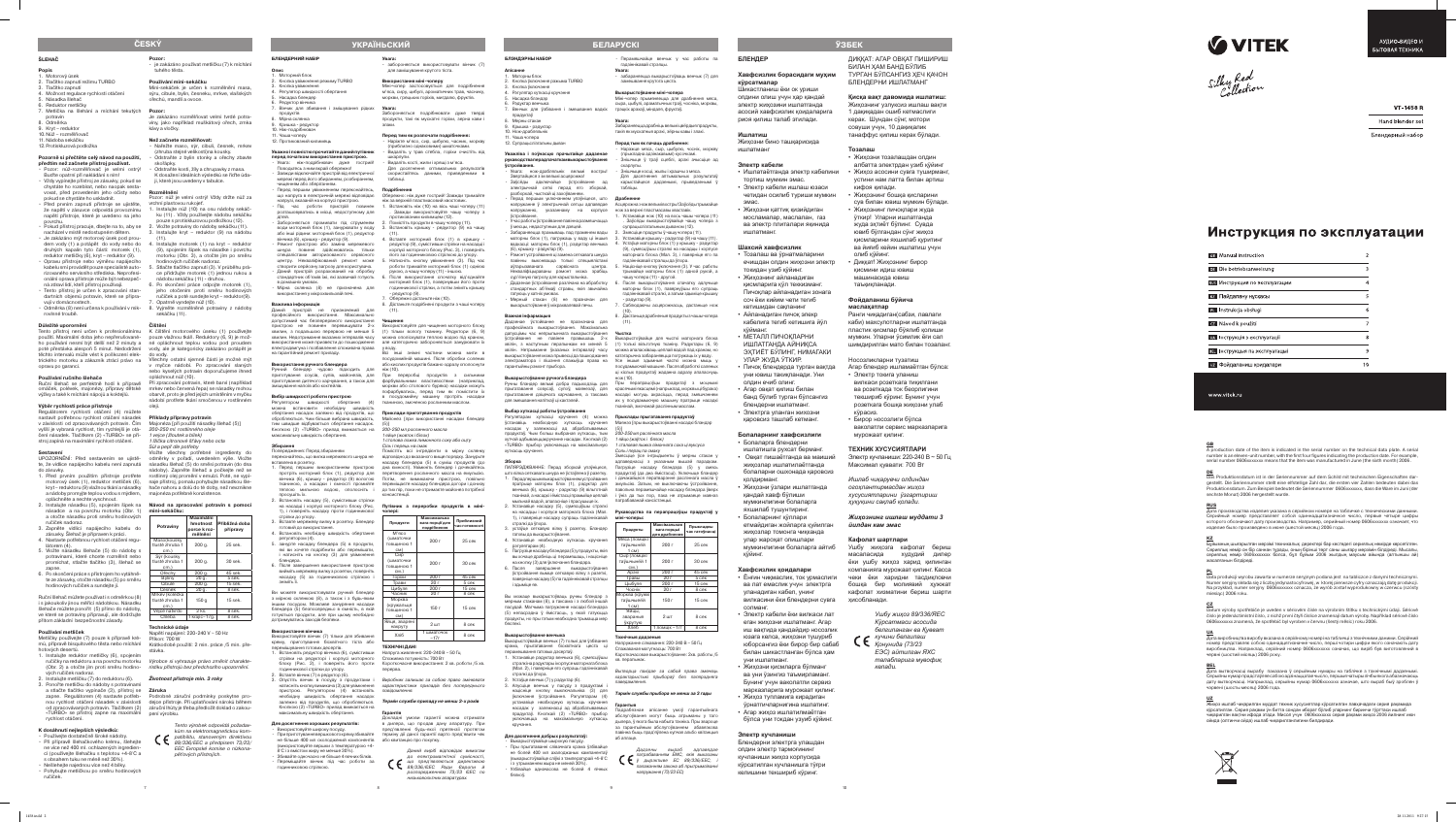# ČESKÝ

## ŠLEHAČ

**Popis**

1. Motorový uzel
2. Tlačítko zapnutí režimu TURBO
3. Tlačítko zapnutí
4. Možnost regulace rychlosti otáčení
5. Nástavec-šlehač
6. Redaktor metličky
7. Metličky na šlehání a míchání tekutých potravin
8. Odměrka
9. Kryt – reduktor
10. Nůž – rozmělňovač
11. Nádoba sekáčku
12. Protiskluzová podložka

# УКРАЇНСЬКИЙ

## БЛЕНДЕРНИЙ НАБІР

# БЕЛАРУСКІ

## БЛЭНДАРНЫ НАБОР

# ЎЗБЕК

## БЛЕНДЕР

VITEK

Silky Red Collection

VT-1458 R

Hand blender set

Блендерный набор

# Инструкция по эксплуатации

| | |
|---|---|
| Manual instruction | 2 |
| Die Betriebsanleitung | 3 |
| Инструкция по эксплуатации | 4 |
| Пайдалану нұсқасы | 5 |
| Instrukcja obsługi | 6 |
| Návod k použití | 7 |
| Інструкція з експлуатації | 8 |
| Інструкцыя па эксплуатацыі | 9 |
| Фойдаланиш қоидалари | 10 |

www.vitek.ru

## ТЕХНИК ХУСУСИЯТЛАРИ

Электр кучланиши: 220-240 В ~ 50 Гц

Максимал қуввати: 700 Вт

## Кафолат шартлари

**GB**
A production date of the item is indicated in the serial number on the technical data plate. A serial number is an eleven-digit number, of the first four digits indicating the production date. For example, serial number 0606xxxxxxx means that the item was manufactured in June (the sixth month) 2006.

**DE**
Das Produktionsdatum ist in der Seriennummer auf dem Schild mit technischen Eigenschaften angegeben.

**RUS**
Дата производства изделия указана в серийном номере на табличке с техническими данными.

**KZ**

**PL**

**CZ**

**UA**

**BEL**

**UZ**